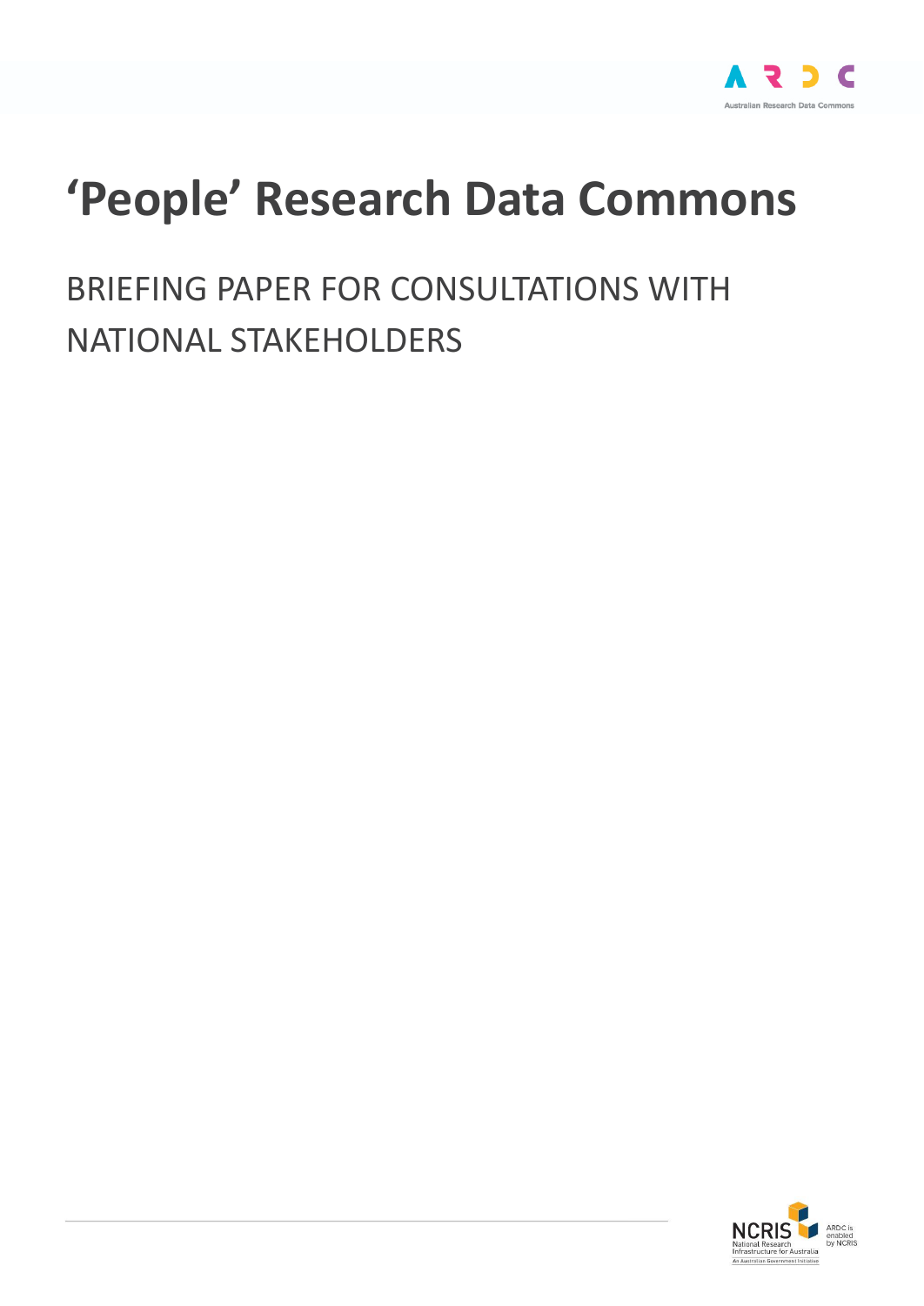# 'People' Research Data Commons

BRIEFING PAPER FOR CONSULTATIONS WITH NATIONAL STAKEHOLDERS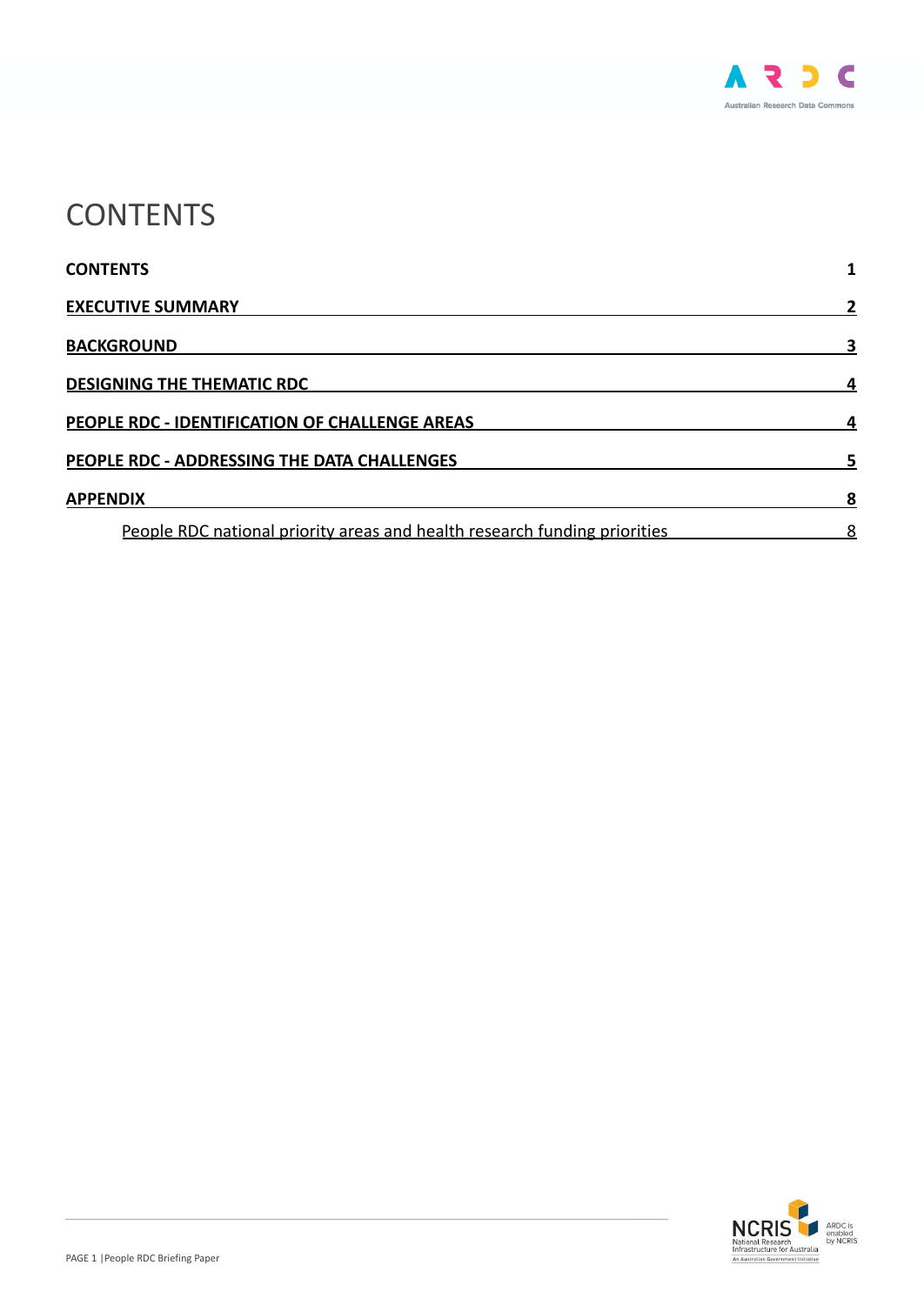# CONTENTS

| | |
|---|---|
| **CONTENTS** | **1** |
| **EXECUTIVE SUMMARY** | **2** |
| **BACKGROUND** | **3** |
| **DESIGNING THE THEMATIC RDC** | **4** |
| **PEOPLE RDC - IDENTIFICATION OF CHALLENGE AREAS** | **4** |
| **PEOPLE RDC - ADDRESSING THE DATA CHALLENGES** | **5** |
| **APPENDIX** | **8** |
| People RDC national priority areas and health research funding priorities | 8 |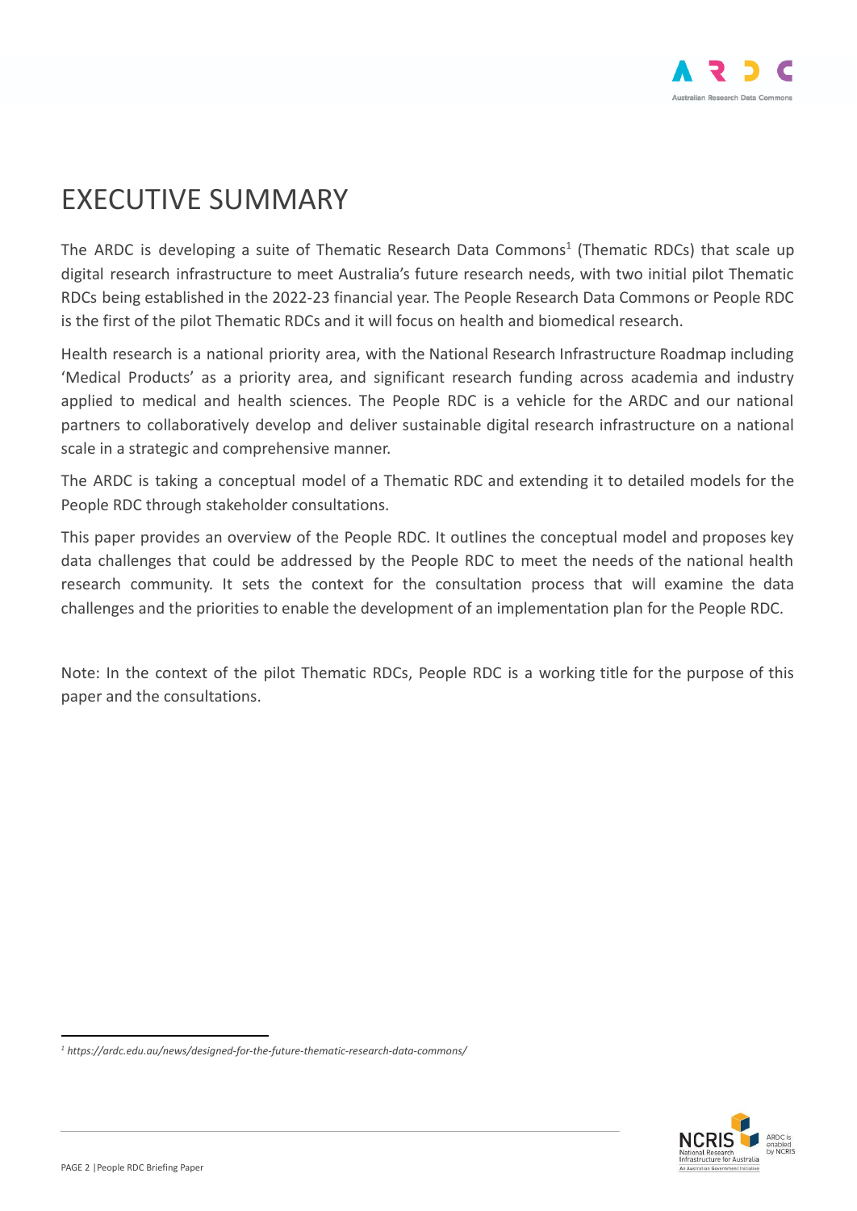# EXECUTIVE SUMMARY

The ARDC is developing a suite of Thematic Research Data Commons[1] (Thematic RDCs) that scale up digital research infrastructure to meet Australia's future research needs, with two initial pilot Thematic RDCs being established in the 2022-23 financial year. The People Research Data Commons or People RDC is the first of the pilot Thematic RDCs and it will focus on health and biomedical research.

Health research is a national priority area, with the National Research Infrastructure Roadmap including 'Medical Products' as a priority area, and significant research funding across academia and industry applied to medical and health sciences. The People RDC is a vehicle for the ARDC and our national partners to collaboratively develop and deliver sustainable digital research infrastructure on a national scale in a strategic and comprehensive manner.

The ARDC is taking a conceptual model of a Thematic RDC and extending it to detailed models for the People RDC through stakeholder consultations.

This paper provides an overview of the People RDC. It outlines the conceptual model and proposes key data challenges that could be addressed by the People RDC to meet the needs of the national health research community. It sets the context for the consultation process that will examine the data challenges and the priorities to enable the development of an implementation plan for the People RDC.

Note: In the context of the pilot Thematic RDCs, People RDC is a working title for the purpose of this paper and the consultations.

---

*[1] https://ardc.edu.au/news/designed-for-the-future-thematic-research-data-commons/*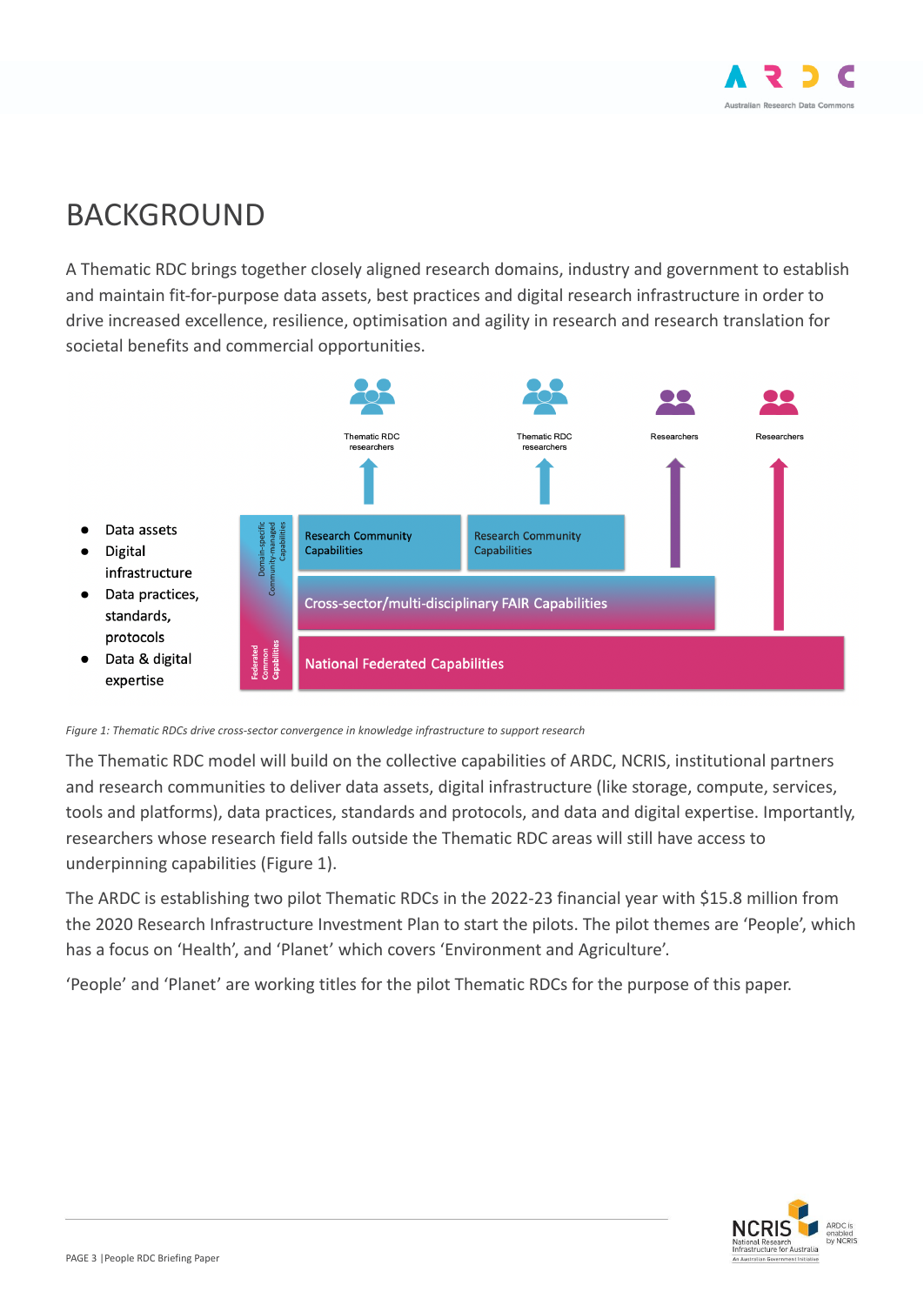# BACKGROUND

A Thematic RDC brings together closely aligned research domains, industry and government to establish and maintain fit-for-purpose data assets, best practices and digital research infrastructure in order to drive increased excellence, resilience, optimisation and agility in research and research translation for societal benefits and commercial opportunities.

- Data assets
- Digital infrastructure
- Data practices, standards, protocols
- Data & digital expertise

Thematic RDC researchers | Thematic RDC researchers | Researchers | Researchers

Domain-specific Community-managed Capabilities: Research Community Capabilities | Research Community Capabilities

Cross-sector/multi-disciplinary FAIR Capabilities

Federated Common Capabilities: National Federated Capabilities

*Figure 1: Thematic RDCs drive cross-sector convergence in knowledge infrastructure to support research*

The Thematic RDC model will build on the collective capabilities of ARDC, NCRIS, institutional partners and research communities to deliver data assets, digital infrastructure (like storage, compute, services, tools and platforms), data practices, standards and protocols, and data and digital expertise. Importantly, researchers whose research field falls outside the Thematic RDC areas will still have access to underpinning capabilities (Figure 1).

The ARDC is establishing two pilot Thematic RDCs in the 2022-23 financial year with $15.8 million from the 2020 Research Infrastructure Investment Plan to start the pilots. The pilot themes are 'People', which has a focus on 'Health', and 'Planet' which covers 'Environment and Agriculture'.

'People' and 'Planet' are working titles for the pilot Thematic RDCs for the purpose of this paper.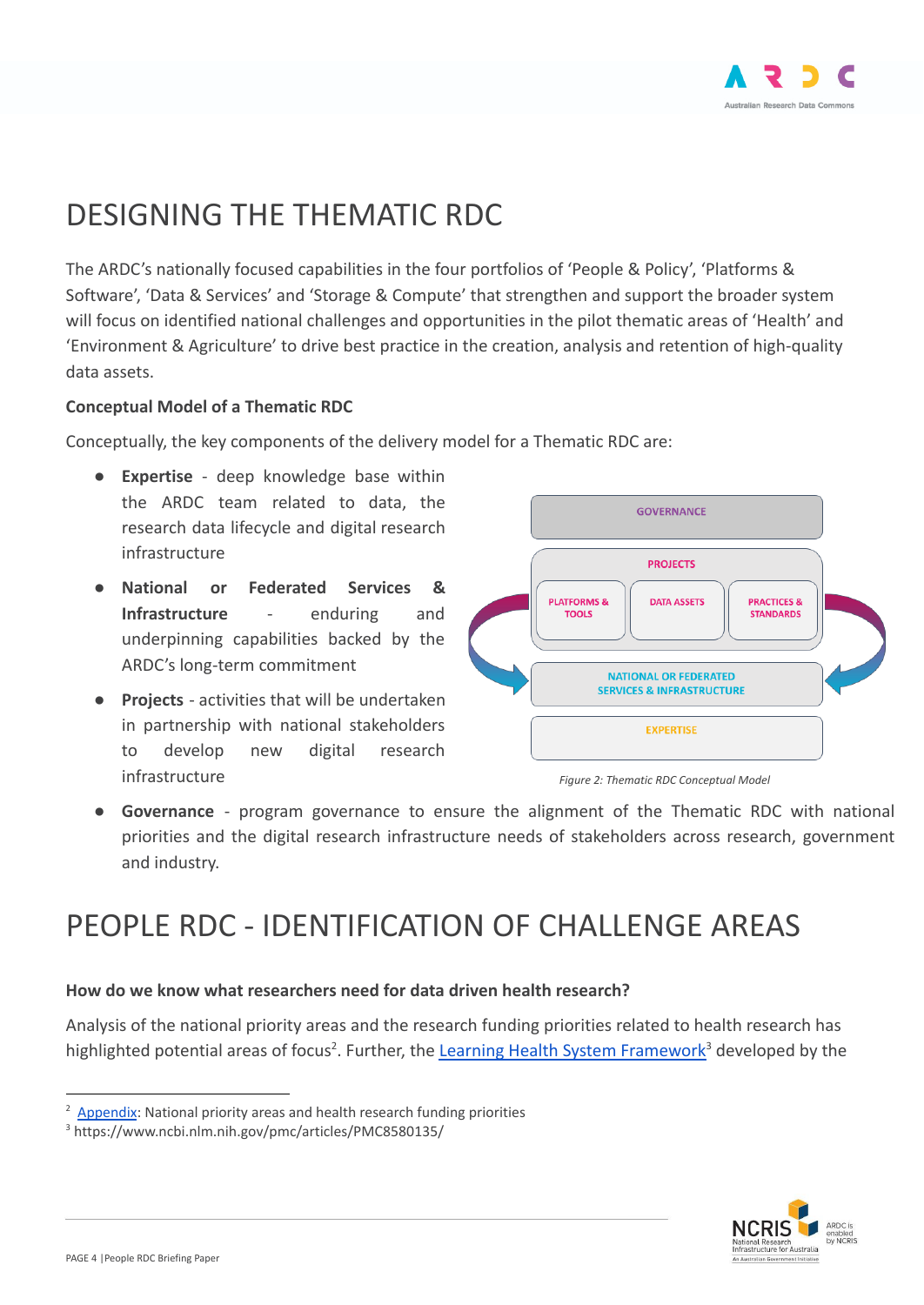# DESIGNING THE THEMATIC RDC

The ARDC's nationally focused capabilities in the four portfolios of 'People & Policy', 'Platforms & Software', 'Data & Services' and 'Storage & Compute' that strengthen and support the broader system will focus on identified national challenges and opportunities in the pilot thematic areas of 'Health' and 'Environment & Agriculture' to drive best practice in the creation, analysis and retention of high-quality data assets.

### Conceptual Model of a Thematic RDC

Conceptually, the key components of the delivery model for a Thematic RDC are:

- **Expertise** - deep knowledge base within the ARDC team related to data, the research data lifecycle and digital research infrastructure
- **National or Federated Services & Infrastructure** - enduring and underpinning capabilities backed by the ARDC's long-term commitment
- **Projects** - activities that will be undertaken in partnership with national stakeholders to develop new digital research infrastructure
- **Governance** - program governance to ensure the alignment of the Thematic RDC with national priorities and the digital research infrastructure needs of stakeholders across research, government and industry.

*Figure 2: Thematic RDC Conceptual Model*

# PEOPLE RDC - IDENTIFICATION OF CHALLENGE AREAS

### How do we know what researchers need for data driven health research?

Analysis of the national priority areas and the research funding priorities related to health research has highlighted potential areas of focus[2]. Further, the Learning Health System Framework[3] developed by the

[2] Appendix: National priority areas and health research funding priorities

[3] https://www.ncbi.nlm.nih.gov/pmc/articles/PMC8580135/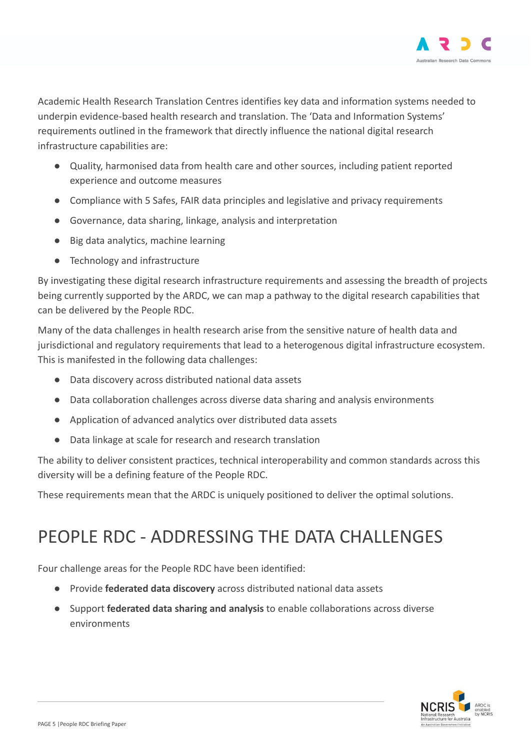Academic Health Research Translation Centres identifies key data and information systems needed to underpin evidence-based health research and translation. The 'Data and Information Systems' requirements outlined in the framework that directly influence the national digital research infrastructure capabilities are:

- Quality, harmonised data from health care and other sources, including patient reported experience and outcome measures
- Compliance with 5 Safes, FAIR data principles and legislative and privacy requirements
- Governance, data sharing, linkage, analysis and interpretation
- Big data analytics, machine learning
- Technology and infrastructure

By investigating these digital research infrastructure requirements and assessing the breadth of projects being currently supported by the ARDC, we can map a pathway to the digital research capabilities that can be delivered by the People RDC.

Many of the data challenges in health research arise from the sensitive nature of health data and jurisdictional and regulatory requirements that lead to a heterogenous digital infrastructure ecosystem. This is manifested in the following data challenges:

- Data discovery across distributed national data assets
- Data collaboration challenges across diverse data sharing and analysis environments
- Application of advanced analytics over distributed data assets
- Data linkage at scale for research and research translation

The ability to deliver consistent practices, technical interoperability and common standards across this diversity will be a defining feature of the People RDC.

These requirements mean that the ARDC is uniquely positioned to deliver the optimal solutions.

# PEOPLE RDC - ADDRESSING THE DATA CHALLENGES

Four challenge areas for the People RDC have been identified:

- Provide **federated data discovery** across distributed national data assets
- Support **federated data sharing and analysis** to enable collaborations across diverse environments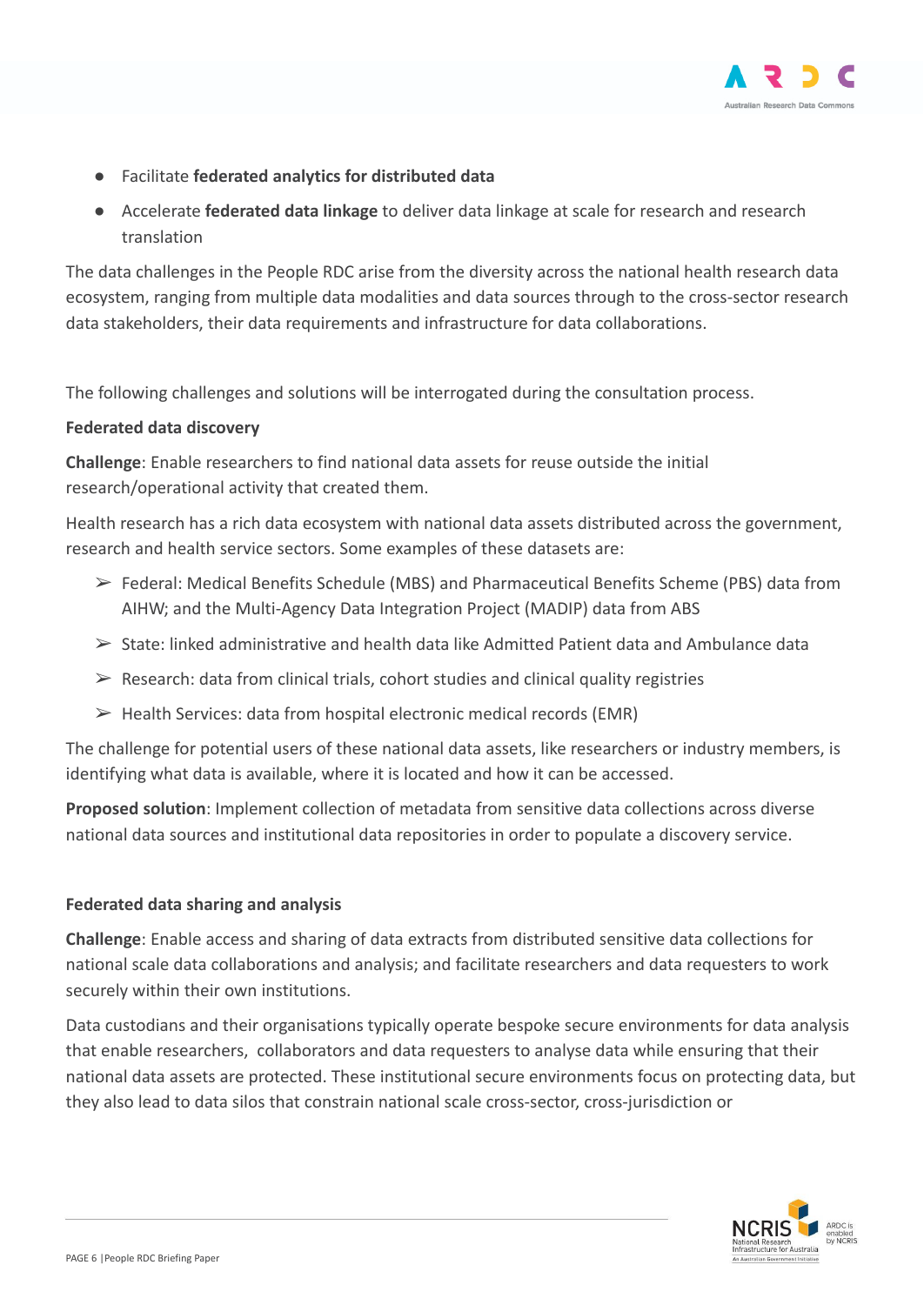- Facilitate **federated analytics for distributed data**
- Accelerate **federated data linkage** to deliver data linkage at scale for research and research translation

The data challenges in the People RDC arise from the diversity across the national health research data ecosystem, ranging from multiple data modalities and data sources through to the cross-sector research data stakeholders, their data requirements and infrastructure for data collaborations.

The following challenges and solutions will be interrogated during the consultation process.

**Federated data discovery**

**Challenge**: Enable researchers to find national data assets for reuse outside the initial research/operational activity that created them.

Health research has a rich data ecosystem with national data assets distributed across the government, research and health service sectors. Some examples of these datasets are:

- Federal: Medical Benefits Schedule (MBS) and Pharmaceutical Benefits Scheme (PBS) data from AIHW; and the Multi-Agency Data Integration Project (MADIP) data from ABS
- State: linked administrative and health data like Admitted Patient data and Ambulance data
- Research: data from clinical trials, cohort studies and clinical quality registries
- Health Services: data from hospital electronic medical records (EMR)

The challenge for potential users of these national data assets, like researchers or industry members, is identifying what data is available, where it is located and how it can be accessed.

**Proposed solution**: Implement collection of metadata from sensitive data collections across diverse national data sources and institutional data repositories in order to populate a discovery service.

**Federated data sharing and analysis**

**Challenge**: Enable access and sharing of data extracts from distributed sensitive data collections for national scale data collaborations and analysis; and facilitate researchers and data requesters to work securely within their own institutions.

Data custodians and their organisations typically operate bespoke secure environments for data analysis that enable researchers, collaborators and data requesters to analyse data while ensuring that their national data assets are protected. These institutional secure environments focus on protecting data, but they also lead to data silos that constrain national scale cross-sector, cross-jurisdiction or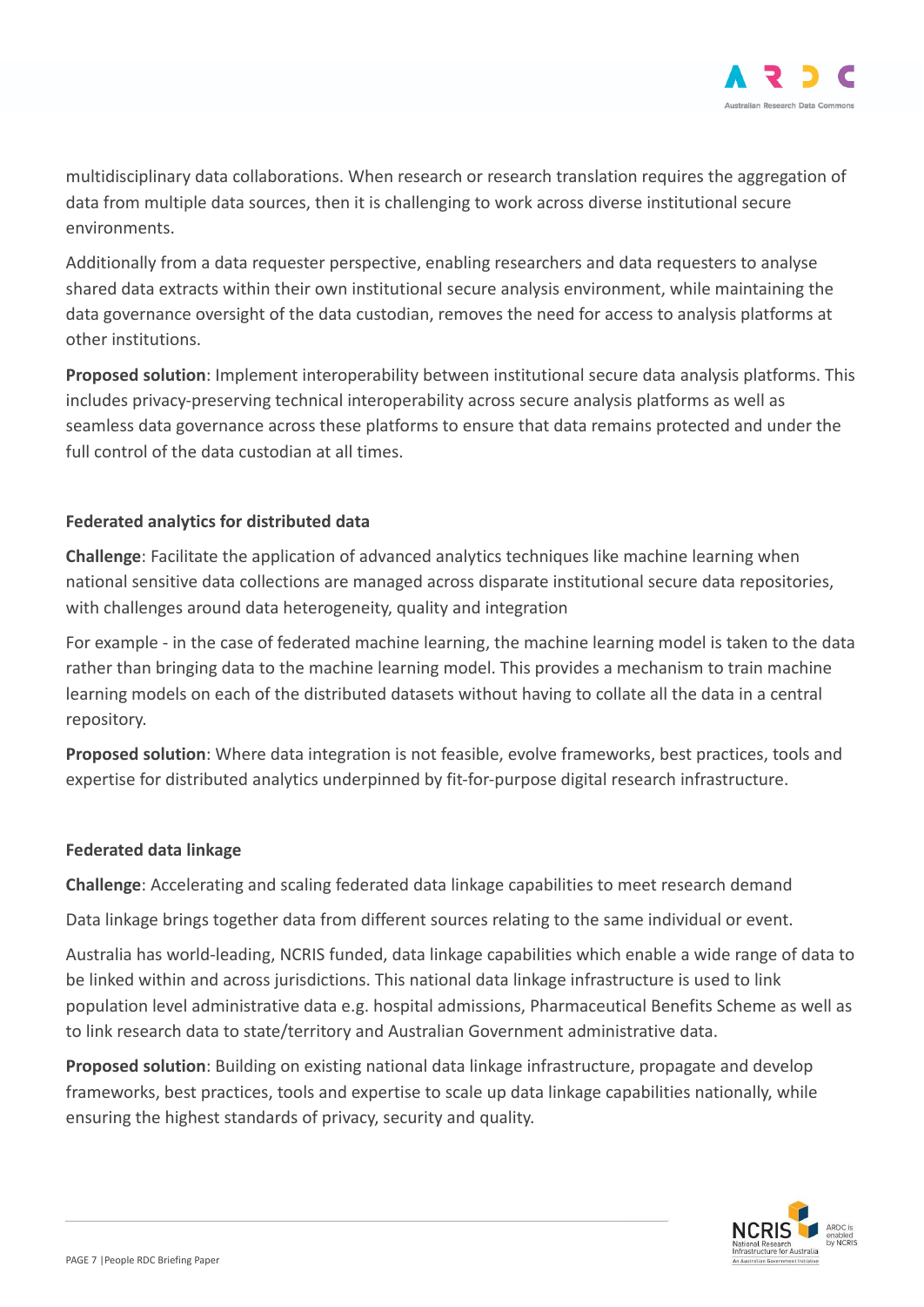multidisciplinary data collaborations. When research or research translation requires the aggregation of data from multiple data sources, then it is challenging to work across diverse institutional secure environments.

Additionally from a data requester perspective, enabling researchers and data requesters to analyse shared data extracts within their own institutional secure analysis environment, while maintaining the data governance oversight of the data custodian, removes the need for access to analysis platforms at other institutions.

**Proposed solution**: Implement interoperability between institutional secure data analysis platforms. This includes privacy-preserving technical interoperability across secure analysis platforms as well as seamless data governance across these platforms to ensure that data remains protected and under the full control of the data custodian at all times.

**Federated analytics for distributed data**

**Challenge**: Facilitate the application of advanced analytics techniques like machine learning when national sensitive data collections are managed across disparate institutional secure data repositories, with challenges around data heterogeneity, quality and integration

For example - in the case of federated machine learning, the machine learning model is taken to the data rather than bringing data to the machine learning model. This provides a mechanism to train machine learning models on each of the distributed datasets without having to collate all the data in a central repository.

**Proposed solution**: Where data integration is not feasible, evolve frameworks, best practices, tools and expertise for distributed analytics underpinned by fit-for-purpose digital research infrastructure.

**Federated data linkage**

**Challenge**: Accelerating and scaling federated data linkage capabilities to meet research demand

Data linkage brings together data from different sources relating to the same individual or event.

Australia has world-leading, NCRIS funded, data linkage capabilities which enable a wide range of data to be linked within and across jurisdictions. This national data linkage infrastructure is used to link population level administrative data e.g. hospital admissions, Pharmaceutical Benefits Scheme as well as to link research data to state/territory and Australian Government administrative data.

**Proposed solution**: Building on existing national data linkage infrastructure, propagate and develop frameworks, best practices, tools and expertise to scale up data linkage capabilities nationally, while ensuring the highest standards of privacy, security and quality.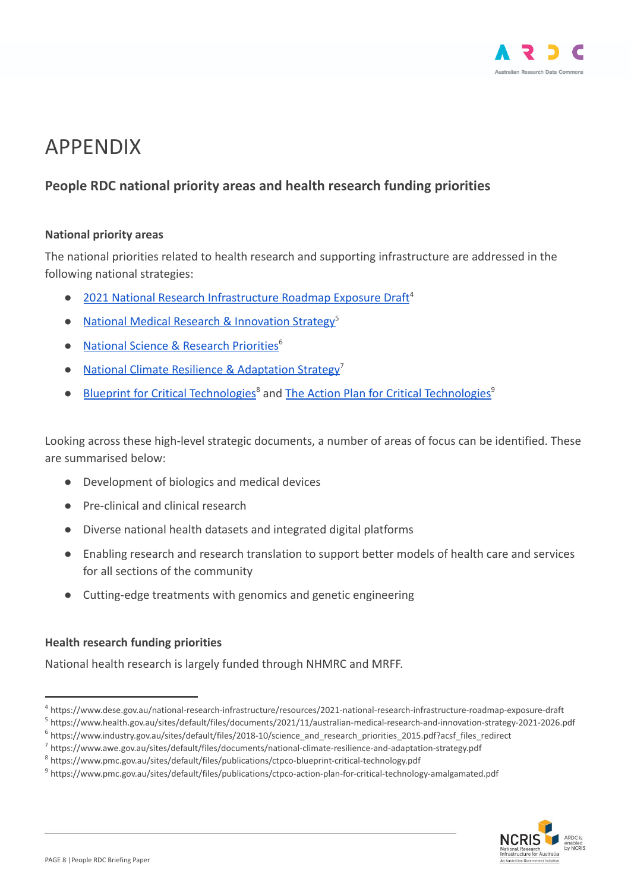# APPENDIX

## People RDC national priority areas and health research funding priorities

### National priority areas

The national priorities related to health research and supporting infrastructure are addressed in the following national strategies:

- 2021 National Research Infrastructure Roadmap Exposure Draft[4]
- National Medical Research & Innovation Strategy[5]
- National Science & Research Priorities[6]
- National Climate Resilience & Adaptation Strategy[7]
- Blueprint for Critical Technologies[8] and The Action Plan for Critical Technologies[9]

Looking across these high-level strategic documents, a number of areas of focus can be identified. These are summarised below:

- Development of biologics and medical devices
- Pre-clinical and clinical research
- Diverse national health datasets and integrated digital platforms
- Enabling research and research translation to support better models of health care and services for all sections of the community
- Cutting-edge treatments with genomics and genetic engineering

### Health research funding priorities

National health research is largely funded through NHMRC and MRFF.

---

[4] https://www.dese.gov.au/national-research-infrastructure/resources/2021-national-research-infrastructure-roadmap-exposure-draft

[5] https://www.health.gov.au/sites/default/files/documents/2021/11/australian-medical-research-and-innovation-strategy-2021-2026.pdf

[6] https://www.industry.gov.au/sites/default/files/2018-10/science_and_research_priorities_2015.pdf?acsf_files_redirect

[7] https://www.awe.gov.au/sites/default/files/documents/national-climate-resilience-and-adaptation-strategy.pdf

[8] https://www.pmc.gov.au/sites/default/files/publications/ctpco-blueprint-critical-technology.pdf

[9] https://www.pmc.gov.au/sites/default/files/publications/ctpco-action-plan-for-critical-technology-amalgamated.pdf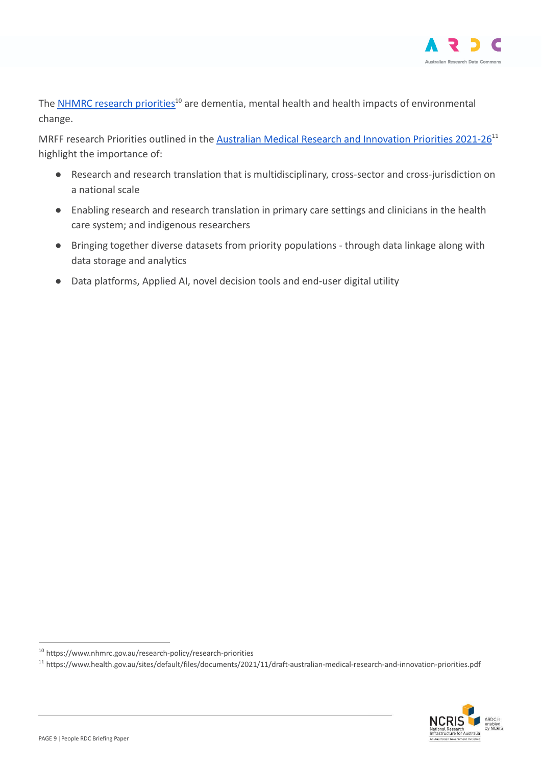The [NHMRC research priorities](https://www.nhmrc.gov.au/research-policy/research-priorities)[10] are dementia, mental health and health impacts of environmental change.

MRFF research Priorities outlined in the [Australian Medical Research and Innovation Priorities 2021-26](https://www.health.gov.au/sites/default/files/documents/2021/11/draft-australian-medical-research-and-innovation-priorities.pdf)[11] highlight the importance of:

- Research and research translation that is multidisciplinary, cross-sector and cross-jurisdiction on a national scale
- Enabling research and research translation in primary care settings and clinicians in the health care system; and indigenous researchers
- Bringing together diverse datasets from priority populations - through data linkage along with data storage and analytics
- Data platforms, Applied AI, novel decision tools and end-user digital utility

---

[10] https://www.nhmrc.gov.au/research-policy/research-priorities

[11] https://www.health.gov.au/sites/default/files/documents/2021/11/draft-australian-medical-research-and-innovation-priorities.pdf